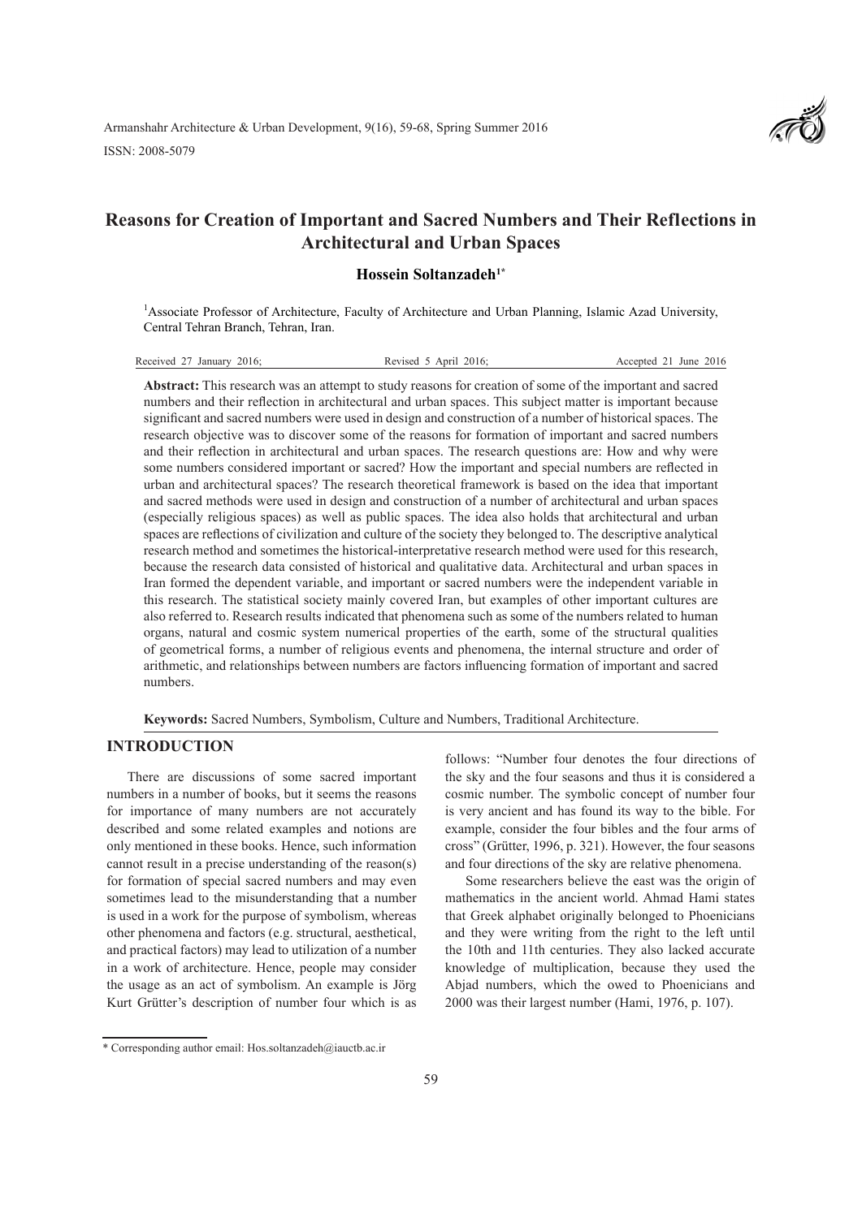# Reasons for Creation of Important and Sacred Numbers and Their Reflections in Architectural and Urban Spaces

**Hossein Soltanzadeh**[1*]

[1]Associate Professor of Architecture, Faculty of Architecture and Urban Planning, Islamic Azad University, Central Tehran Branch, Tehran, Iran.

Received 27 January 2016; Revised 5 April 2016; Accepted 21 June 2016

**Abstract:** This research was an attempt to study reasons for creation of some of the important and sacred numbers and their reflection in architectural and urban spaces. This subject matter is important because significant and sacred numbers were used in design and construction of a number of historical spaces. The research objective was to discover some of the reasons for formation of important and sacred numbers and their reflection in architectural and urban spaces. The research questions are: How and why were some numbers considered important or sacred? How the important and special numbers are reflected in urban and architectural spaces? The research theoretical framework is based on the idea that important and sacred methods were used in design and construction of a number of architectural and urban spaces (especially religious spaces) as well as public spaces. The idea also holds that architectural and urban spaces are reflections of civilization and culture of the society they belonged to. The descriptive analytical research method and sometimes the historical-interpretative research method were used for this research, because the research data consisted of historical and qualitative data. Architectural and urban spaces in Iran formed the dependent variable, and important or sacred numbers were the independent variable in this research. The statistical society mainly covered Iran, but examples of other important cultures are also referred to. Research results indicated that phenomena such as some of the numbers related to human organs, natural and cosmic system numerical properties of the earth, some of the structural qualities of geometrical forms, a number of religious events and phenomena, the internal structure and order of arithmetic, and relationships between numbers are factors influencing formation of important and sacred numbers.

**Keywords:** Sacred Numbers, Symbolism, Culture and Numbers, Traditional Architecture.

## INTRODUCTION

There are discussions of some sacred important numbers in a number of books, but it seems the reasons for importance of many numbers are not accurately described and some related examples and notions are only mentioned in these books. Hence, such information cannot result in a precise understanding of the reason(s) for formation of special sacred numbers and may even sometimes lead to the misunderstanding that a number is used in a work for the purpose of symbolism, whereas other phenomena and factors (e.g. structural, aesthetical, and practical factors) may lead to utilization of a number in a work of architecture. Hence, people may consider the usage as an act of symbolism. An example is Jörg Kurt Grütter's description of number four which is as follows: "Number four denotes the four directions of the sky and the four seasons and thus it is considered a cosmic number. The symbolic concept of number four is very ancient and has found its way to the bible. For example, consider the four bibles and the four arms of cross" (Grütter, 1996, p. 321). However, the four seasons and four directions of the sky are relative phenomena.

Some researchers believe the east was the origin of mathematics in the ancient world. Ahmad Hami states that Greek alphabet originally belonged to Phoenicians and they were writing from the right to the left until the 10th and 11th centuries. They also lacked accurate knowledge of multiplication, because they used the Abjad numbers, which the owed to Phoenicians and 2000 was their largest number (Hami, 1976, p. 107).

* Corresponding author email: Hos.soltanzadeh@iauctb.ac.ir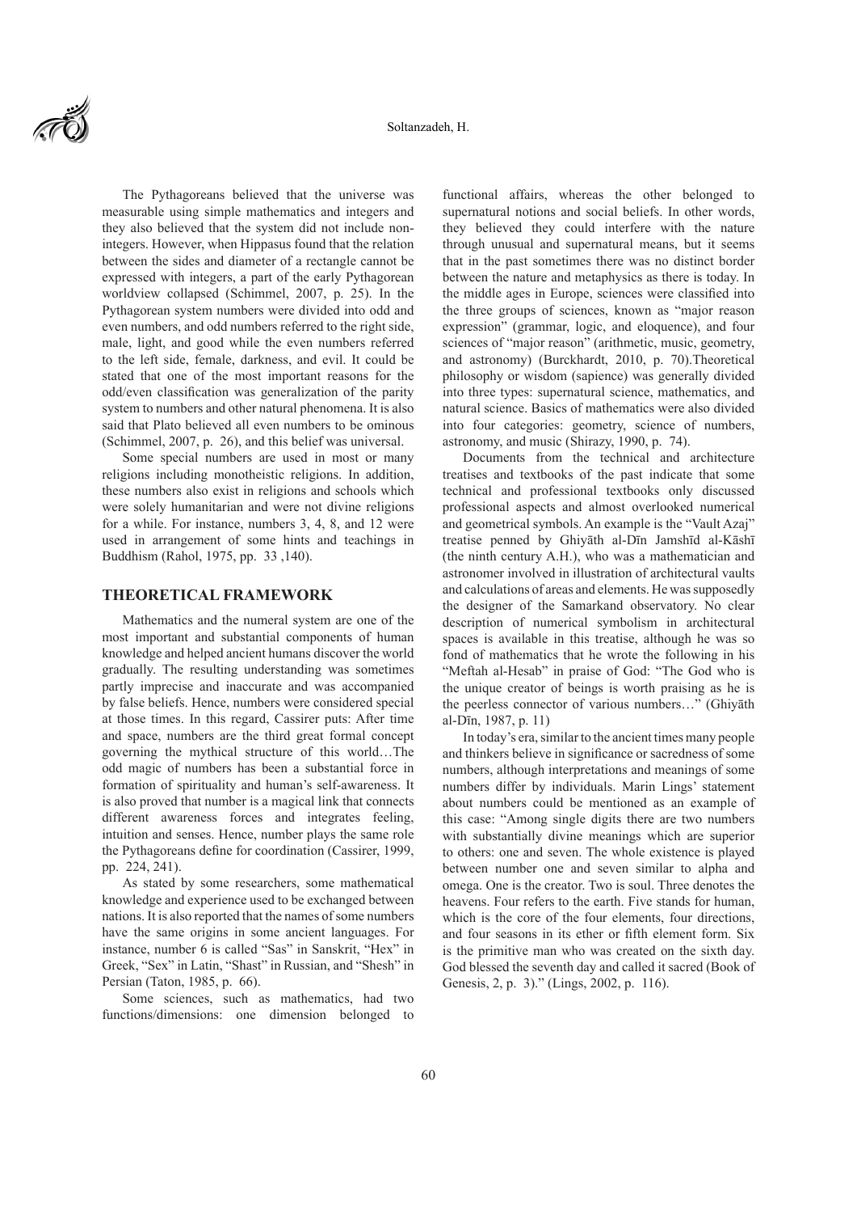The Pythagoreans believed that the universe was measurable using simple mathematics and integers and they also believed that the system did not include non-integers. However, when Hippasus found that the relation between the sides and diameter of a rectangle cannot be expressed with integers, a part of the early Pythagorean worldview collapsed (Schimmel, 2007, p. 25). In the Pythagorean system numbers were divided into odd and even numbers, and odd numbers referred to the right side, male, light, and good while the even numbers referred to the left side, female, darkness, and evil. It could be stated that one of the most important reasons for the odd/even classification was generalization of the parity system to numbers and other natural phenomena. It is also said that Plato believed all even numbers to be ominous (Schimmel, 2007, p. 26), and this belief was universal.

Some special numbers are used in most or many religions including monotheistic religions. In addition, these numbers also exist in religions and schools which were solely humanitarian and were not divine religions for a while. For instance, numbers 3, 4, 8, and 12 were used in arrangement of some hints and teachings in Buddhism (Rahol, 1975, pp. 33 ,140).

## THEORETICAL FRAMEWORK

Mathematics and the numeral system are one of the most important and substantial components of human knowledge and helped ancient humans discover the world gradually. The resulting understanding was sometimes partly imprecise and inaccurate and was accompanied by false beliefs. Hence, numbers were considered special at those times. In this regard, Cassirer puts: After time and space, numbers are the third great formal concept governing the mythical structure of this world…The odd magic of numbers has been a substantial force in formation of spirituality and human's self-awareness. It is also proved that number is a magical link that connects different awareness forces and integrates feeling, intuition and senses. Hence, number plays the same role the Pythagoreans define for coordination (Cassirer, 1999, pp. 224, 241).

As stated by some researchers, some mathematical knowledge and experience used to be exchanged between nations. It is also reported that the names of some numbers have the same origins in some ancient languages. For instance, number 6 is called "Sas" in Sanskrit, "Hex" in Greek, "Sex" in Latin, "Shast" in Russian, and "Shesh" in Persian (Taton, 1985, p. 66).

Some sciences, such as mathematics, had two functions/dimensions: one dimension belonged to functional affairs, whereas the other belonged to supernatural notions and social beliefs. In other words, they believed they could interfere with the nature through unusual and supernatural means, but it seems that in the past sometimes there was no distinct border between the nature and metaphysics as there is today. In the middle ages in Europe, sciences were classified into the three groups of sciences, known as "major reason expression" (grammar, logic, and eloquence), and four sciences of "major reason" (arithmetic, music, geometry, and astronomy) (Burckhardt, 2010, p. 70).Theoretical philosophy or wisdom (sapience) was generally divided into three types: supernatural science, mathematics, and natural science. Basics of mathematics were also divided into four categories: geometry, science of numbers, astronomy, and music (Shirazy, 1990, p. 74).

Documents from the technical and architecture treatises and textbooks of the past indicate that some technical and professional textbooks only discussed professional aspects and almost overlooked numerical and geometrical symbols. An example is the "Vault Azaj" treatise penned by Ghiyāth al-Dīn Jamshīd al-Kāshī (the ninth century A.H.), who was a mathematician and astronomer involved in illustration of architectural vaults and calculations of areas and elements. He was supposedly the designer of the Samarkand observatory. No clear description of numerical symbolism in architectural spaces is available in this treatise, although he was so fond of mathematics that he wrote the following in his "Meftah al-Hesab" in praise of God: "The God who is the unique creator of beings is worth praising as he is the peerless connector of various numbers…" (Ghiyāth al-Dīn, 1987, p. 11)

In today's era, similar to the ancient times many people and thinkers believe in significance or sacredness of some numbers, although interpretations and meanings of some numbers differ by individuals. Marin Lings' statement about numbers could be mentioned as an example of this case: "Among single digits there are two numbers with substantially divine meanings which are superior to others: one and seven. The whole existence is played between number one and seven similar to alpha and omega. One is the creator. Two is soul. Three denotes the heavens. Four refers to the earth. Five stands for human, which is the core of the four elements, four directions, and four seasons in its ether or fifth element form. Six is the primitive man who was created on the sixth day. God blessed the seventh day and called it sacred (Book of Genesis, 2, p. 3)." (Lings, 2002, p. 116).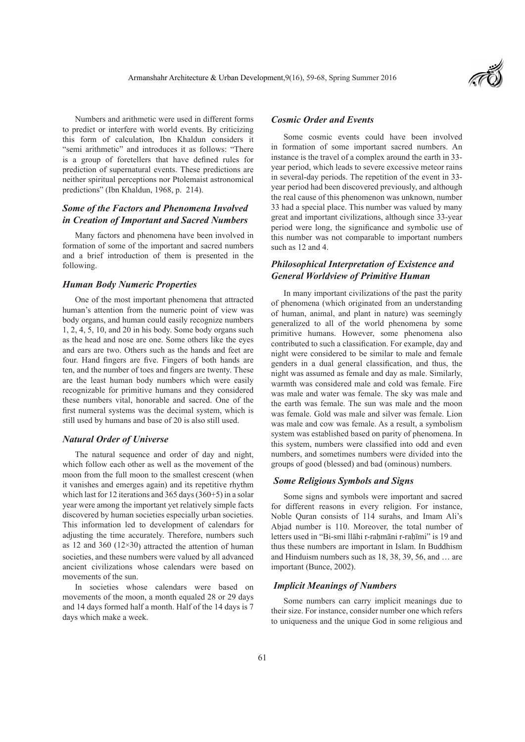Numbers and arithmetic were used in different forms to predict or interfere with world events. By criticizing this form of calculation, Ibn Khaldun considers it "semi arithmetic" and introduces it as follows: "There is a group of foretellers that have defined rules for prediction of supernatural events. These predictions are neither spiritual perceptions nor Ptolemaist astronomical predictions" (Ibn Khaldun, 1968, p. 214).

### *Some of the Factors and Phenomena Involved in Creation of Important and Sacred Numbers*

Many factors and phenomena have been involved in formation of some of the important and sacred numbers and a brief introduction of them is presented in the following.

#### *Human Body Numeric Properties*

One of the most important phenomena that attracted human's attention from the numeric point of view was body organs, and human could easily recognize numbers 1, 2, 4, 5, 10, and 20 in his body. Some body organs such as the head and nose are one. Some others like the eyes and ears are two. Others such as the hands and feet are four. Hand fingers are five. Fingers of both hands are ten, and the number of toes and fingers are twenty. These are the least human body numbers which were easily recognizable for primitive humans and they considered these numbers vital, honorable and sacred. One of the first numeral systems was the decimal system, which is still used by humans and base of 20 is also still used.

#### *Natural Order of Universe*

The natural sequence and order of day and night, which follow each other as well as the movement of the moon from the full moon to the smallest crescent (when it vanishes and emerges again) and its repetitive rhythm which last for 12 iterations and 365 days (360+5) in a solar year were among the important yet relatively simple facts discovered by human societies especially urban societies. This information led to development of calendars for adjusting the time accurately. Therefore, numbers such as 12 and 360 (12×30) attracted the attention of human societies, and these numbers were valued by all advanced ancient civilizations whose calendars were based on movements of the sun.

In societies whose calendars were based on movements of the moon, a month equaled 28 or 29 days and 14 days formed half a month. Half of the 14 days is 7 days which make a week.

#### *Cosmic Order and Events*

Some cosmic events could have been involved in formation of some important sacred numbers. An instance is the travel of a complex around the earth in 33-year period, which leads to severe excessive meteor rains in several-day periods. The repetition of the event in 33-year period had been discovered previously, and although the real cause of this phenomenon was unknown, number 33 had a special place. This number was valued by many great and important civilizations, although since 33-year period were long, the significance and symbolic use of this number was not comparable to important numbers such as 12 and 4.

#### *Philosophical Interpretation of Existence and General Worldview of Primitive Human*

In many important civilizations of the past the parity of phenomena (which originated from an understanding of human, animal, and plant in nature) was seemingly generalized to all of the world phenomena by some primitive humans. However, some phenomena also contributed to such a classification. For example, day and night were considered to be similar to male and female genders in a dual general classification, and thus, the night was assumed as female and day as male. Similarly, warmth was considered male and cold was female. Fire was male and water was female. The sky was male and the earth was female. The sun was male and the moon was female. Gold was male and silver was female. Lion was male and cow was female. As a result, a symbolism system was established based on parity of phenomena. In this system, numbers were classified into odd and even numbers, and sometimes numbers were divided into the groups of good (blessed) and bad (ominous) numbers.

#### *Some Religious Symbols and Signs*

Some signs and symbols were important and sacred for different reasons in every religion. For instance, Noble Quran consists of 114 surahs, and Imam Ali's Abjad number is 110. Moreover, the total number of letters used in "Bi-smi llāhi r-raḥmāni r-raḥīmi" is 19 and thus these numbers are important in Islam. In Buddhism and Hinduism numbers such as 18, 38, 39, 56, and … are important (Bunce, 2002).

#### *Implicit Meanings of Numbers*

Some numbers can carry implicit meanings due to their size. For instance, consider number one which refers to uniqueness and the unique God in some religious and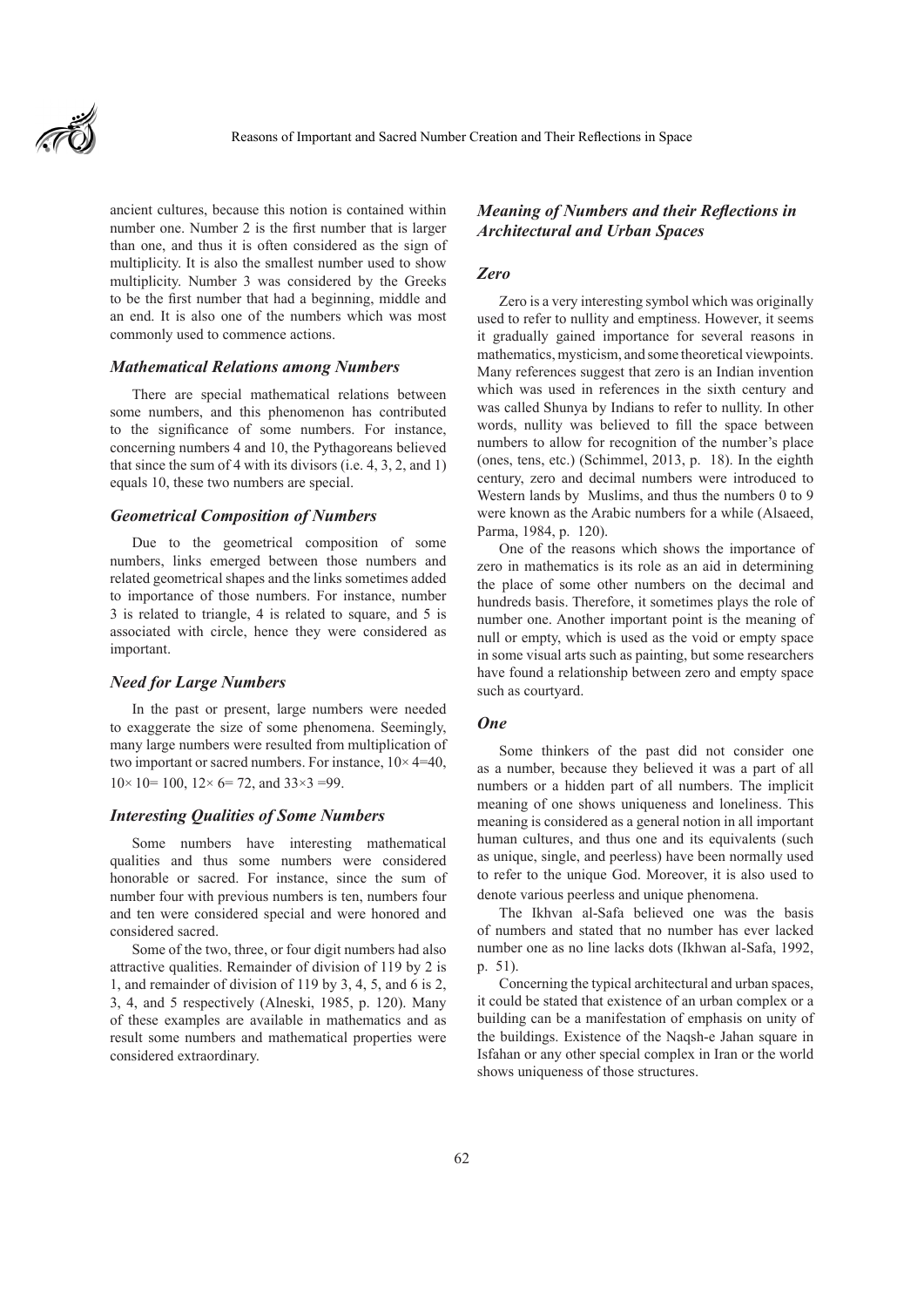ancient cultures, because this notion is contained within number one. Number 2 is the first number that is larger than one, and thus it is often considered as the sign of multiplicity. It is also the smallest number used to show multiplicity. Number 3 was considered by the Greeks to be the first number that had a beginning, middle and an end. It is also one of the numbers which was most commonly used to commence actions.

### *Mathematical Relations among Numbers*

There are special mathematical relations between some numbers, and this phenomenon has contributed to the significance of some numbers. For instance, concerning numbers 4 and 10, the Pythagoreans believed that since the sum of 4 with its divisors (i.e. 4, 3, 2, and 1) equals 10, these two numbers are special.

### *Geometrical Composition of Numbers*

Due to the geometrical composition of some numbers, links emerged between those numbers and related geometrical shapes and the links sometimes added to importance of those numbers. For instance, number 3 is related to triangle, 4 is related to square, and 5 is associated with circle, hence they were considered as important.

### *Need for Large Numbers*

In the past or present, large numbers were needed to exaggerate the size of some phenomena. Seemingly, many large numbers were resulted from multiplication of two important or sacred numbers. For instance, $10\times 4=40$, $10\times 10= 100$, $12\times 6= 72$, and $33\times 3 =99$.

### *Interesting Qualities of Some Numbers*

Some numbers have interesting mathematical qualities and thus some numbers were considered honorable or sacred. For instance, since the sum of number four with previous numbers is ten, numbers four and ten were considered special and were honored and considered sacred.

Some of the two, three, or four digit numbers had also attractive qualities. Remainder of division of 119 by 2 is 1, and remainder of division of 119 by 3, 4, 5, and 6 is 2, 3, 4, and 5 respectively (Alneski, 1985, p. 120). Many of these examples are available in mathematics and as result some numbers and mathematical properties were considered extraordinary.

## *Meaning of Numbers and their Reflections in Architectural and Urban Spaces*

### *Zero*

Zero is a very interesting symbol which was originally used to refer to nullity and emptiness. However, it seems it gradually gained importance for several reasons in mathematics, mysticism, and some theoretical viewpoints. Many references suggest that zero is an Indian invention which was used in references in the sixth century and was called Shunya by Indians to refer to nullity. In other words, nullity was believed to fill the space between numbers to allow for recognition of the number's place (ones, tens, etc.) (Schimmel, 2013, p. 18). In the eighth century, zero and decimal numbers were introduced to Western lands by Muslims, and thus the numbers 0 to 9 were known as the Arabic numbers for a while (Alsaeed, Parma, 1984, p. 120).

One of the reasons which shows the importance of zero in mathematics is its role as an aid in determining the place of some other numbers on the decimal and hundreds basis. Therefore, it sometimes plays the role of number one. Another important point is the meaning of null or empty, which is used as the void or empty space in some visual arts such as painting, but some researchers have found a relationship between zero and empty space such as courtyard.

### *One*

Some thinkers of the past did not consider one as a number, because they believed it was a part of all numbers or a hidden part of all numbers. The implicit meaning of one shows uniqueness and loneliness. This meaning is considered as a general notion in all important human cultures, and thus one and its equivalents (such as unique, single, and peerless) have been normally used to refer to the unique God. Moreover, it is also used to denote various peerless and unique phenomena.

The Ikhvan al-Safa believed one was the basis of numbers and stated that no number has ever lacked number one as no line lacks dots (Ikhwan al-Safa, 1992, p. 51).

Concerning the typical architectural and urban spaces, it could be stated that existence of an urban complex or a building can be a manifestation of emphasis on unity of the buildings. Existence of the Naqsh-e Jahan square in Isfahan or any other special complex in Iran or the world shows uniqueness of those structures.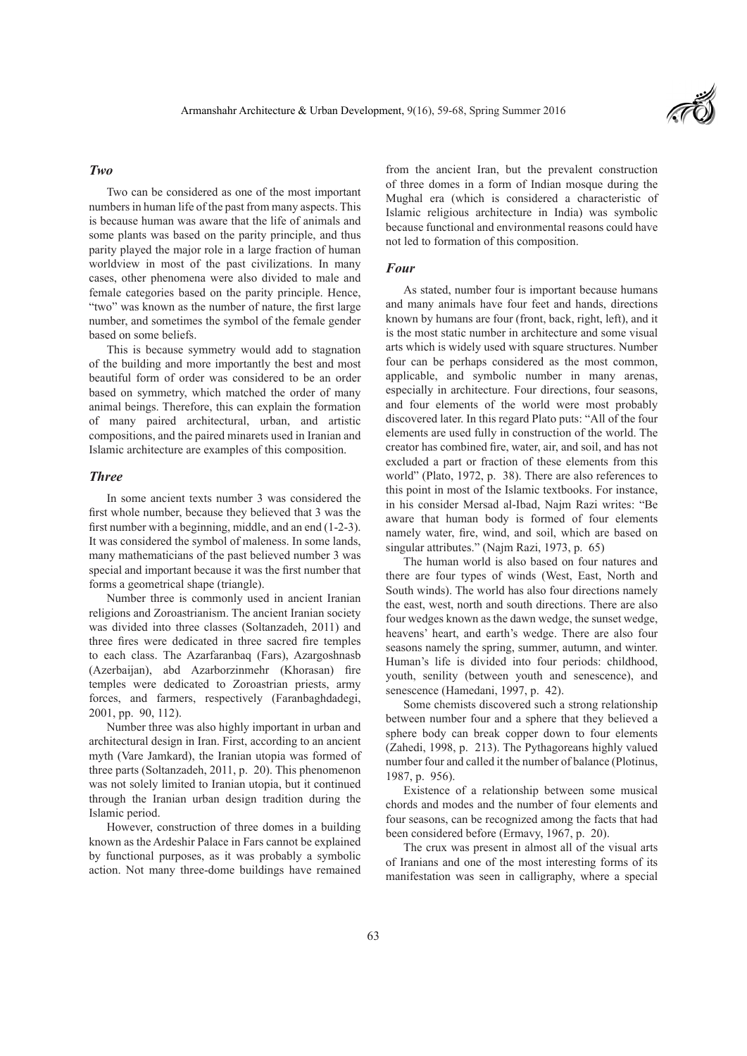### *Two*

Two can be considered as one of the most important numbers in human life of the past from many aspects. This is because human was aware that the life of animals and some plants was based on the parity principle, and thus parity played the major role in a large fraction of human worldview in most of the past civilizations. In many cases, other phenomena were also divided to male and female categories based on the parity principle. Hence, "two" was known as the number of nature, the first large number, and sometimes the symbol of the female gender based on some beliefs.

This is because symmetry would add to stagnation of the building and more importantly the best and most beautiful form of order was considered to be an order based on symmetry, which matched the order of many animal beings. Therefore, this can explain the formation of many paired architectural, urban, and artistic compositions, and the paired minarets used in Iranian and Islamic architecture are examples of this composition.

### *Three*

In some ancient texts number 3 was considered the first whole number, because they believed that 3 was the first number with a beginning, middle, and an end (1-2-3). It was considered the symbol of maleness. In some lands, many mathematicians of the past believed number 3 was special and important because it was the first number that forms a geometrical shape (triangle).

Number three is commonly used in ancient Iranian religions and Zoroastrianism. The ancient Iranian society was divided into three classes (Soltanzadeh, 2011) and three fires were dedicated in three sacred fire temples to each class. The Azarfaranbaq (Fars), Azargoshnasb (Azerbaijan), abd Azarborzinmehr (Khorasan) fire temples were dedicated to Zoroastrian priests, army forces, and farmers, respectively (Faranbaghdadegi, 2001, pp. 90, 112).

Number three was also highly important in urban and architectural design in Iran. First, according to an ancient myth (Vare Jamkard), the Iranian utopia was formed of three parts (Soltanzadeh, 2011, p. 20). This phenomenon was not solely limited to Iranian utopia, but it continued through the Iranian urban design tradition during the Islamic period.

However, construction of three domes in a building known as the Ardeshir Palace in Fars cannot be explained by functional purposes, as it was probably a symbolic action. Not many three-dome buildings have remained from the ancient Iran, but the prevalent construction of three domes in a form of Indian mosque during the Mughal era (which is considered a characteristic of Islamic religious architecture in India) was symbolic because functional and environmental reasons could have not led to formation of this composition.

### *Four*

As stated, number four is important because humans and many animals have four feet and hands, directions known by humans are four (front, back, right, left), and it is the most static number in architecture and some visual arts which is widely used with square structures. Number four can be perhaps considered as the most common, applicable, and symbolic number in many arenas, especially in architecture. Four directions, four seasons, and four elements of the world were most probably discovered later. In this regard Plato puts: "All of the four elements are used fully in construction of the world. The creator has combined fire, water, air, and soil, and has not excluded a part or fraction of these elements from this world" (Plato, 1972, p. 38). There are also references to this point in most of the Islamic textbooks. For instance, in his consider Mersad al-Ibad, Najm Razi writes: "Be aware that human body is formed of four elements namely water, fire, wind, and soil, which are based on singular attributes." (Najm Razi, 1973, p. 65)

The human world is also based on four natures and there are four types of winds (West, East, North and South winds). The world has also four directions namely the east, west, north and south directions. There are also four wedges known as the dawn wedge, the sunset wedge, heavens' heart, and earth's wedge. There are also four seasons namely the spring, summer, autumn, and winter. Human's life is divided into four periods: childhood, youth, senility (between youth and senescence), and senescence (Hamedani, 1997, p. 42).

Some chemists discovered such a strong relationship between number four and a sphere that they believed a sphere body can break copper down to four elements (Zahedi, 1998, p. 213). The Pythagoreans highly valued number four and called it the number of balance (Plotinus, 1987, p. 956).

Existence of a relationship between some musical chords and modes and the number of four elements and four seasons, can be recognized among the facts that had been considered before (Ermavy, 1967, p. 20).

The crux was present in almost all of the visual arts of Iranians and one of the most interesting forms of its manifestation was seen in calligraphy, where a special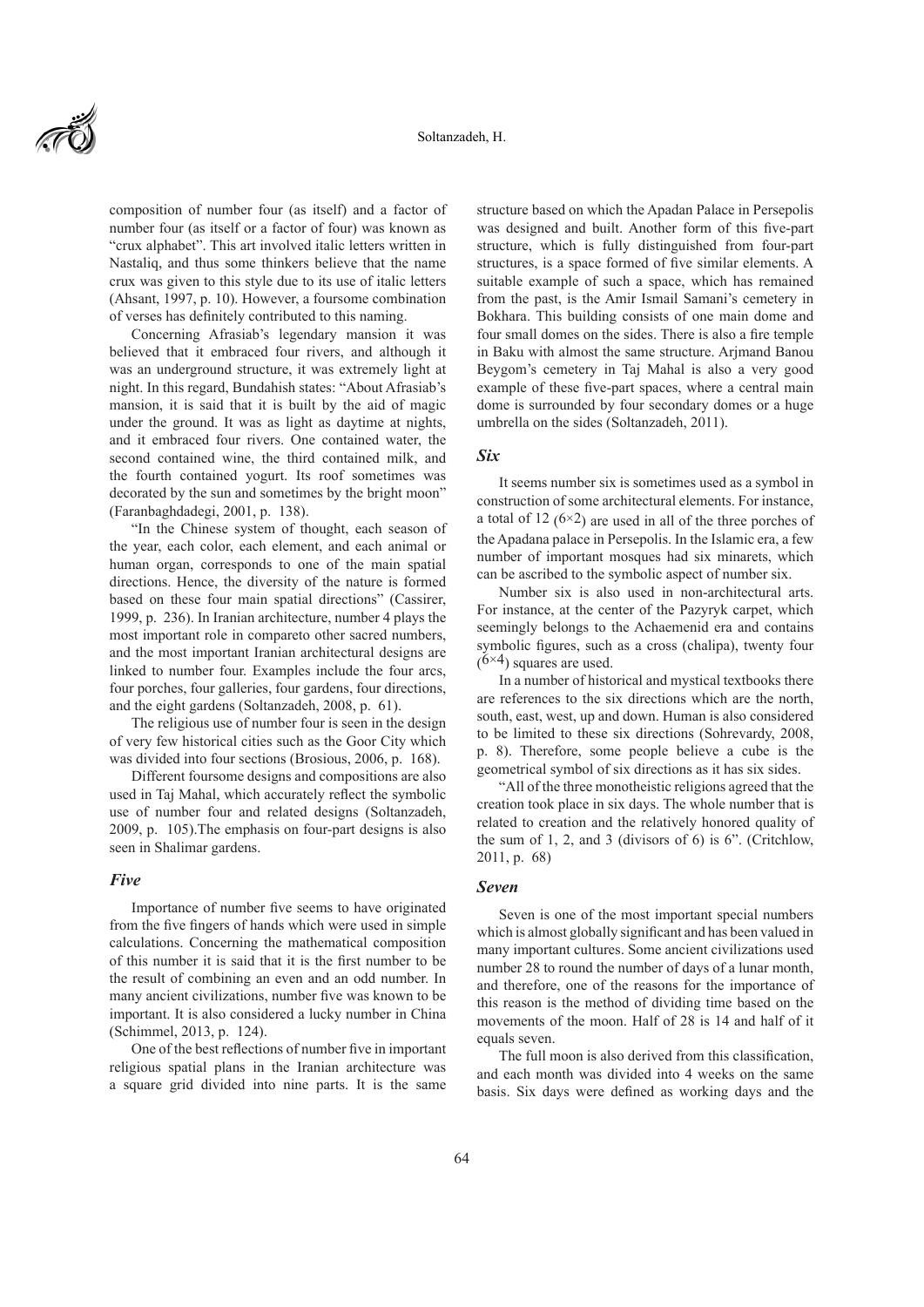composition of number four (as itself) and a factor of number four (as itself or a factor of four) was known as "crux alphabet". This art involved italic letters written in Nastaliq, and thus some thinkers believe that the name crux was given to this style due to its use of italic letters (Ahsant, 1997, p. 10). However, a foursome combination of verses has definitely contributed to this naming.

Concerning Afrasiab's legendary mansion it was believed that it embraced four rivers, and although it was an underground structure, it was extremely light at night. In this regard, Bundahish states: "About Afrasiab's mansion, it is said that it is built by the aid of magic under the ground. It was as light as daytime at nights, and it embraced four rivers. One contained water, the second contained wine, the third contained milk, and the fourth contained yogurt. Its roof sometimes was decorated by the sun and sometimes by the bright moon" (Faranbaghdadegi, 2001, p. 138).

"In the Chinese system of thought, each season of the year, each color, each element, and each animal or human organ, corresponds to one of the main spatial directions. Hence, the diversity of the nature is formed based on these four main spatial directions" (Cassirer, 1999, p. 236). In Iranian architecture, number 4 plays the most important role in compareto other sacred numbers, and the most important Iranian architectural designs are linked to number four. Examples include the four arcs, four porches, four galleries, four gardens, four directions, and the eight gardens (Soltanzadeh, 2008, p. 61).

The religious use of number four is seen in the design of very few historical cities such as the Goor City which was divided into four sections (Brosious, 2006, p. 168).

Different foursome designs and compositions are also used in Taj Mahal, which accurately reflect the symbolic use of number four and related designs (Soltanzadeh, 2009, p. 105).The emphasis on four-part designs is also seen in Shalimar gardens.

### *Five*

Importance of number five seems to have originated from the five fingers of hands which were used in simple calculations. Concerning the mathematical composition of this number it is said that it is the first number to be the result of combining an even and an odd number. In many ancient civilizations, number five was known to be important. It is also considered a lucky number in China (Schimmel, 2013, p. 124).

One of the best reflections of number five in important religious spatial plans in the Iranian architecture was a square grid divided into nine parts. It is the same structure based on which the Apadan Palace in Persepolis was designed and built. Another form of this five-part structure, which is fully distinguished from four-part structures, is a space formed of five similar elements. A suitable example of such a space, which has remained from the past, is the Amir Ismail Samani's cemetery in Bokhara. This building consists of one main dome and four small domes on the sides. There is also a fire temple in Baku with almost the same structure. Arjmand Banou Beygom's cemetery in Taj Mahal is also a very good example of these five-part spaces, where a central main dome is surrounded by four secondary domes or a huge umbrella on the sides (Soltanzadeh, 2011).

### *Six*

It seems number six is sometimes used as a symbol in construction of some architectural elements. For instance, a total of 12 ($6\times2$) are used in all of the three porches of the Apadana palace in Persepolis. In the Islamic era, a few number of important mosques had six minarets, which can be ascribed to the symbolic aspect of number six.

Number six is also used in non-architectural arts. For instance, at the center of the Pazyryk carpet, which seemingly belongs to the Achaemenid era and contains symbolic figures, such as a cross (chalipa), twenty four ($6\times4$) squares are used.

In a number of historical and mystical textbooks there are references to the six directions which are the north, south, east, west, up and down. Human is also considered to be limited to these six directions (Sohrevardy, 2008, p. 8). Therefore, some people believe a cube is the geometrical symbol of six directions as it has six sides.

"All of the three monotheistic religions agreed that the creation took place in six days. The whole number that is related to creation and the relatively honored quality of the sum of 1, 2, and 3 (divisors of 6) is 6". (Critchlow, 2011, p. 68)

### *Seven*

Seven is one of the most important special numbers which is almost globally significant and has been valued in many important cultures. Some ancient civilizations used number 28 to round the number of days of a lunar month, and therefore, one of the reasons for the importance of this reason is the method of dividing time based on the movements of the moon. Half of 28 is 14 and half of it equals seven.

The full moon is also derived from this classification, and each month was divided into 4 weeks on the same basis. Six days were defined as working days and the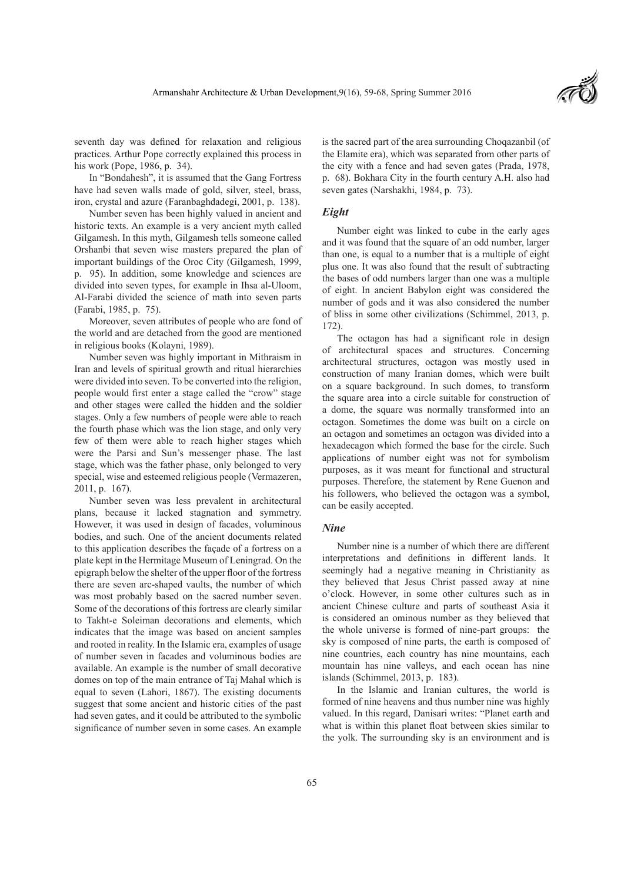seventh day was defined for relaxation and religious practices. Arthur Pope correctly explained this process in his work (Pope, 1986, p. 34).

In "Bondahesh", it is assumed that the Gang Fortress have had seven walls made of gold, silver, steel, brass, iron, crystal and azure (Faranbaghdadegi, 2001, p. 138).

Number seven has been highly valued in ancient and historic texts. An example is a very ancient myth called Gilgamesh. In this myth, Gilgamesh tells someone called Orshanbi that seven wise masters prepared the plan of important buildings of the Oroc City (Gilgamesh, 1999, p. 95). In addition, some knowledge and sciences are divided into seven types, for example in Ihsa al-Uloom, Al-Farabi divided the science of math into seven parts (Farabi, 1985, p. 75).

Moreover, seven attributes of people who are fond of the world and are detached from the good are mentioned in religious books (Kolayni, 1989).

Number seven was highly important in Mithraism in Iran and levels of spiritual growth and ritual hierarchies were divided into seven. To be converted into the religion, people would first enter a stage called the "crow" stage and other stages were called the hidden and the soldier stages. Only a few numbers of people were able to reach the fourth phase which was the lion stage, and only very few of them were able to reach higher stages which were the Parsi and Sun's messenger phase. The last stage, which was the father phase, only belonged to very special, wise and esteemed religious people (Vermazeren, 2011, p. 167).

Number seven was less prevalent in architectural plans, because it lacked stagnation and symmetry. However, it was used in design of facades, voluminous bodies, and such. One of the ancient documents related to this application describes the façade of a fortress on a plate kept in the Hermitage Museum of Leningrad. On the epigraph below the shelter of the upper floor of the fortress there are seven arc-shaped vaults, the number of which was most probably based on the sacred number seven. Some of the decorations of this fortress are clearly similar to Takht-e Soleiman decorations and elements, which indicates that the image was based on ancient samples and rooted in reality. In the Islamic era, examples of usage of number seven in facades and voluminous bodies are available. An example is the number of small decorative domes on top of the main entrance of Taj Mahal which is equal to seven (Lahori, 1867). The existing documents suggest that some ancient and historic cities of the past had seven gates, and it could be attributed to the symbolic significance of number seven in some cases. An example is the sacred part of the area surrounding Choqazanbil (of the Elamite era), which was separated from other parts of the city with a fence and had seven gates (Prada, 1978, p. 68). Bokhara City in the fourth century A.H. also had seven gates (Narshakhi, 1984, p. 73).

### *Eight*

Number eight was linked to cube in the early ages and it was found that the square of an odd number, larger than one, is equal to a number that is a multiple of eight plus one. It was also found that the result of subtracting the bases of odd numbers larger than one was a multiple of eight. In ancient Babylon eight was considered the number of gods and it was also considered the number of bliss in some other civilizations (Schimmel, 2013, p. 172).

The octagon has had a significant role in design of architectural spaces and structures. Concerning architectural structures, octagon was mostly used in construction of many Iranian domes, which were built on a square background. In such domes, to transform the square area into a circle suitable for construction of a dome, the square was normally transformed into an octagon. Sometimes the dome was built on a circle on an octagon and sometimes an octagon was divided into a hexadecagon which formed the base for the circle. Such applications of number eight was not for symbolism purposes, as it was meant for functional and structural purposes. Therefore, the statement by Rene Guenon and his followers, who believed the octagon was a symbol, can be easily accepted.

### *Nine*

Number nine is a number of which there are different interpretations and definitions in different lands. It seemingly had a negative meaning in Christianity as they believed that Jesus Christ passed away at nine o'clock. However, in some other cultures such as in ancient Chinese culture and parts of southeast Asia it is considered an ominous number as they believed that the whole universe is formed of nine-part groups: the sky is composed of nine parts, the earth is composed of nine countries, each country has nine mountains, each mountain has nine valleys, and each ocean has nine islands (Schimmel, 2013, p. 183).

In the Islamic and Iranian cultures, the world is formed of nine heavens and thus number nine was highly valued. In this regard, Danisari writes: "Planet earth and what is within this planet float between skies similar to the yolk. The surrounding sky is an environment and is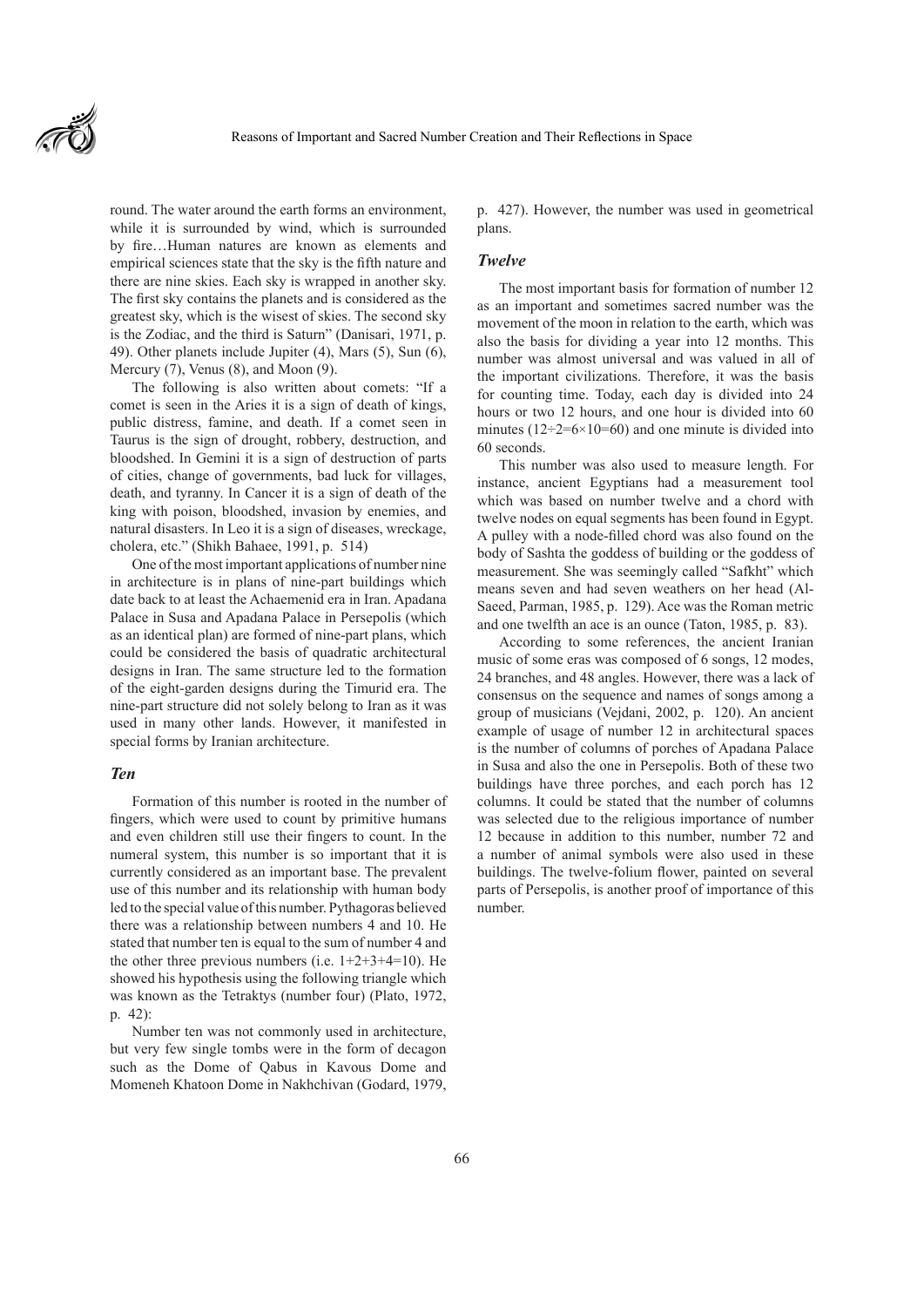round. The water around the earth forms an environment, while it is surrounded by wind, which is surrounded by fire…Human natures are known as elements and empirical sciences state that the sky is the fifth nature and there are nine skies. Each sky is wrapped in another sky. The first sky contains the planets and is considered as the greatest sky, which is the wisest of skies. The second sky is the Zodiac, and the third is Saturn" (Danisari, 1971, p. 49). Other planets include Jupiter (4), Mars (5), Sun (6), Mercury (7), Venus (8), and Moon (9).

The following is also written about comets: "If a comet is seen in the Aries it is a sign of death of kings, public distress, famine, and death. If a comet seen in Taurus is the sign of drought, robbery, destruction, and bloodshed. In Gemini it is a sign of destruction of parts of cities, change of governments, bad luck for villages, death, and tyranny. In Cancer it is a sign of death of the king with poison, bloodshed, invasion by enemies, and natural disasters. In Leo it is a sign of diseases, wreckage, cholera, etc." (Shikh Bahaee, 1991, p. 514)

One of the most important applications of number nine in architecture is in plans of nine-part buildings which date back to at least the Achaemenid era in Iran. Apadana Palace in Susa and Apadana Palace in Persepolis (which as an identical plan) are formed of nine-part plans, which could be considered the basis of quadratic architectural designs in Iran. The same structure led to the formation of the eight-garden designs during the Timurid era. The nine-part structure did not solely belong to Iran as it was used in many other lands. However, it manifested in special forms by Iranian architecture.

### *Ten*

Formation of this number is rooted in the number of fingers, which were used to count by primitive humans and even children still use their fingers to count. In the numeral system, this number is so important that it is currently considered as an important base. The prevalent use of this number and its relationship with human body led to the special value of this number. Pythagoras believed there was a relationship between numbers 4 and 10. He stated that number ten is equal to the sum of number 4 and the other three previous numbers (i.e. 1+2+3+4=10). He showed his hypothesis using the following triangle which was known as the Tetraktys (number four) (Plato, 1972, p. 42):

Number ten was not commonly used in architecture, but very few single tombs were in the form of decagon such as the Dome of Qabus in Kavous Dome and Momeneh Khatoon Dome in Nakhchivan (Godard, 1979, p. 427). However, the number was used in geometrical plans.

### *Twelve*

The most important basis for formation of number 12 as an important and sometimes sacred number was the movement of the moon in relation to the earth, which was also the basis for dividing a year into 12 months. This number was almost universal and was valued in all of the important civilizations. Therefore, it was the basis for counting time. Today, each day is divided into 24 hours or two 12 hours, and one hour is divided into 60 minutes (12÷2=6×10=60) and one minute is divided into 60 seconds.

This number was also used to measure length. For instance, ancient Egyptians had a measurement tool which was based on number twelve and a chord with twelve nodes on equal segments has been found in Egypt. A pulley with a node-filled chord was also found on the body of Sashta the goddess of building or the goddess of measurement. She was seemingly called "Safkht" which means seven and had seven weathers on her head (Al-Saeed, Parman, 1985, p. 129). Ace was the Roman metric and one twelfth an ace is an ounce (Taton, 1985, p. 83).

According to some references, the ancient Iranian music of some eras was composed of 6 songs, 12 modes, 24 branches, and 48 angles. However, there was a lack of consensus on the sequence and names of songs among a group of musicians (Vejdani, 2002, p. 120). An ancient example of usage of number 12 in architectural spaces is the number of columns of porches of Apadana Palace in Susa and also the one in Persepolis. Both of these two buildings have three porches, and each porch has 12 columns. It could be stated that the number of columns was selected due to the religious importance of number 12 because in addition to this number, number 72 and a number of animal symbols were also used in these buildings. The twelve-folium flower, painted on several parts of Persepolis, is another proof of importance of this number.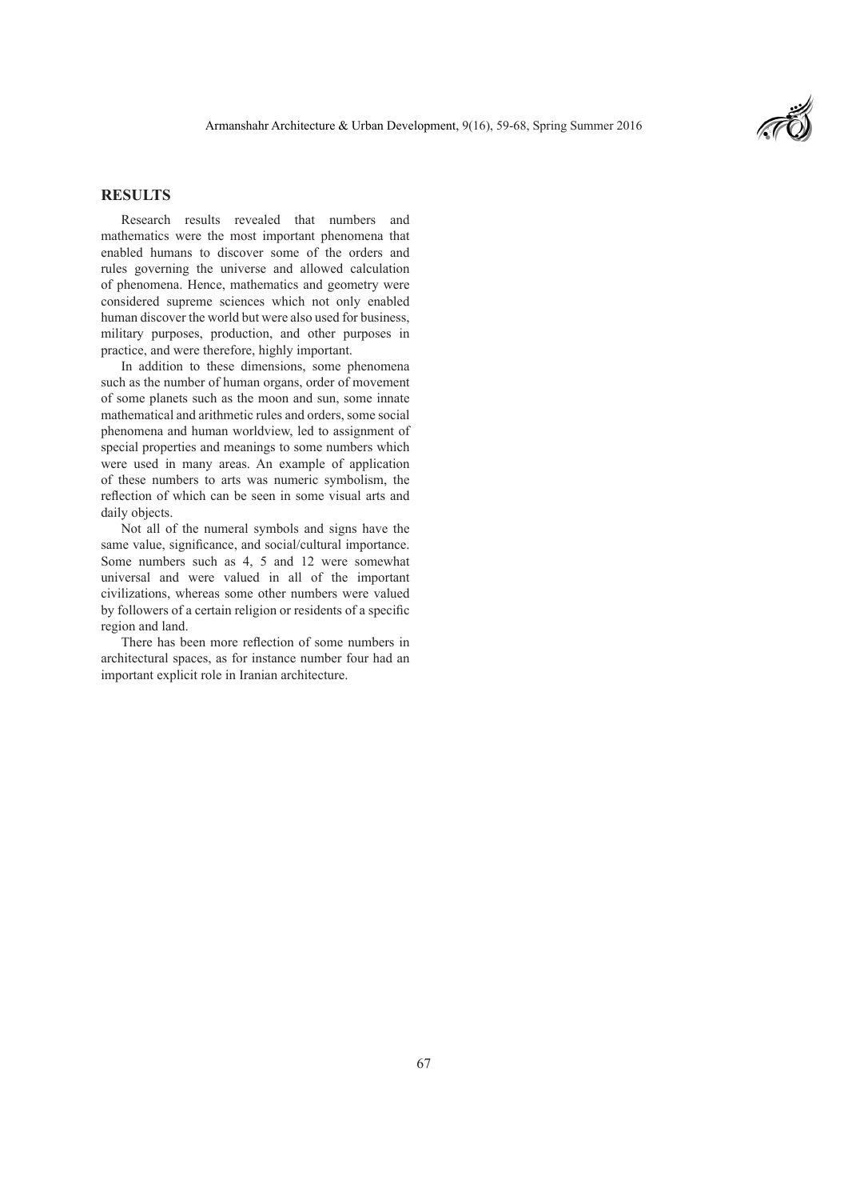## RESULTS

Research results revealed that numbers and mathematics were the most important phenomena that enabled humans to discover some of the orders and rules governing the universe and allowed calculation of phenomena. Hence, mathematics and geometry were considered supreme sciences which not only enabled human discover the world but were also used for business, military purposes, production, and other purposes in practice, and were therefore, highly important.

In addition to these dimensions, some phenomena such as the number of human organs, order of movement of some planets such as the moon and sun, some innate mathematical and arithmetic rules and orders, some social phenomena and human worldview, led to assignment of special properties and meanings to some numbers which were used in many areas. An example of application of these numbers to arts was numeric symbolism, the reflection of which can be seen in some visual arts and daily objects.

Not all of the numeral symbols and signs have the same value, significance, and social/cultural importance. Some numbers such as 4, 5 and 12 were somewhat universal and were valued in all of the important civilizations, whereas some other numbers were valued by followers of a certain religion or residents of a specific region and land.

There has been more reflection of some numbers in architectural spaces, as for instance number four had an important explicit role in Iranian architecture.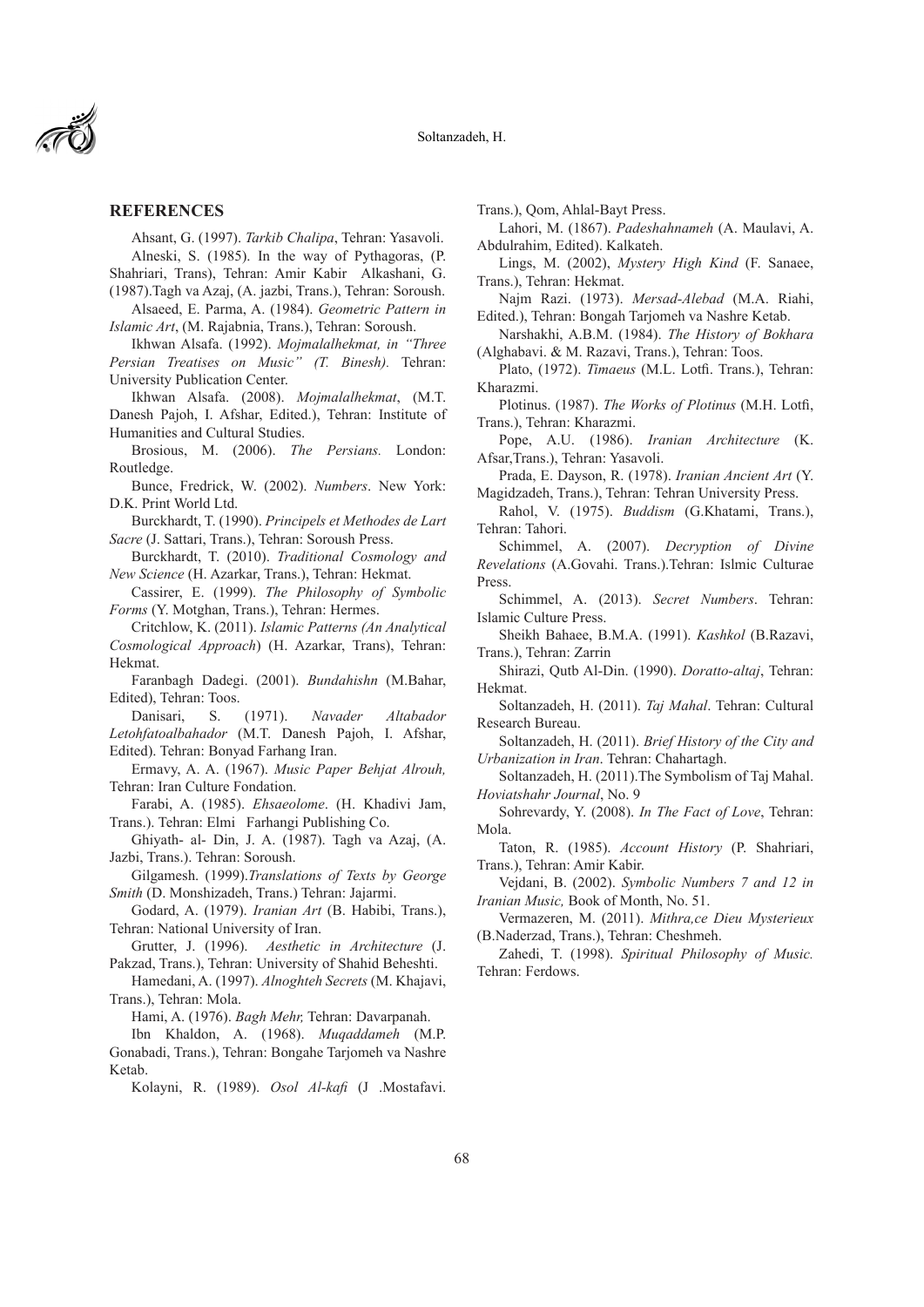## REFERENCES

Ahsant, G. (1997). *Tarkib Chalipa*, Tehran: Yasavoli.

Alneski, S. (1985). In the way of Pythagoras, (P. Shahriari, Trans), Tehran: Amir Kabir Alkashani, G. (1987).Tagh va Azaj, (A. jazbi, Trans.), Tehran: Soroush.

Alsaeed, E. Parma, A. (1984). *Geometric Pattern in Islamic Art*, (M. Rajabnia, Trans.), Tehran: Soroush.

Ikhwan Alsafa. (1992). *Mojmalalhekmat, in "Three Persian Treatises on Music" (T. Binesh).* Tehran: University Publication Center.

Ikhwan Alsafa. (2008). *Mojmalalhekmat*, (M.T. Danesh Pajoh, I. Afshar, Edited.), Tehran: Institute of Humanities and Cultural Studies.

Brosious, M. (2006). *The Persians.* London: Routledge.

Bunce, Fredrick, W. (2002). *Numbers*. New York: D.K. Print World Ltd.

Burckhardt, T. (1990). *Principels et Methodes de Lart Sacre* (J. Sattari, Trans.), Tehran: Soroush Press.

Burckhardt, T. (2010). *Traditional Cosmology and New Science* (H. Azarkar, Trans.), Tehran: Hekmat.

Cassirer, E. (1999). *The Philosophy of Symbolic Forms* (Y. Motghan, Trans.), Tehran: Hermes.

Critchlow, K. (2011). *Islamic Patterns (An Analytical Cosmological Approach*) (H. Azarkar, Trans), Tehran: Hekmat.

Faranbagh Dadegi. (2001). *Bundahishn* (M.Bahar, Edited), Tehran: Toos.

Danisari, S. (1971). *Navader Altabador Letohfatoalbahador* (M.T. Danesh Pajoh, I. Afshar, Edited). Tehran: Bonyad Farhang Iran.

Ermavy, A. A. (1967). *Music Paper Behjat Alrouh,* Tehran: Iran Culture Fondation.

Farabi, A. (1985). *Ehsaeolome*. (H. Khadivi Jam, Trans.). Tehran: Elmi Farhangi Publishing Co.

Ghiyath- al- Din, J. A. (1987). Tagh va Azaj, (A. Jazbi, Trans.). Tehran: Soroush.

Gilgamesh. (1999).*Translations of Texts by George Smith* (D. Monshizadeh, Trans.) Tehran: Jajarmi.

Godard, A. (1979). *Iranian Art* (B. Habibi, Trans.), Tehran: National University of Iran.

Grutter, J. (1996). *Aesthetic in Architecture* (J. Pakzad, Trans.), Tehran: University of Shahid Beheshti.

Hamedani, A. (1997). *Alnoghteh Secrets* (M. Khajavi, Trans.), Tehran: Mola.

Hami, A. (1976). *Bagh Mehr,* Tehran: Davarpanah.

Ibn Khaldon, A. (1968). *Muqaddameh* (M.P. Gonabadi, Trans.), Tehran: Bongahe Tarjomeh va Nashre Ketab.

Kolayni, R. (1989). *Osol Al-kafi* (J .Mostafavi. Trans.), Qom, Ahlal-Bayt Press.

Lahori, M. (1867). *Padeshahnameh* (A. Maulavi, A. Abdulrahim, Edited). Kalkateh.

Lings, M. (2002), *Mystery High Kind* (F. Sanaee, Trans.), Tehran: Hekmat.

Najm Razi. (1973). *Mersad-Alebad* (M.A. Riahi, Edited.), Tehran: Bongah Tarjomeh va Nashre Ketab.

Narshakhi, A.B.M. (1984). *The History of Bokhara* (Alghabavi. & M. Razavi, Trans.), Tehran: Toos.

Plato, (1972). *Timaeus* (M.L. Lotfi. Trans.), Tehran: Kharazmi.

Plotinus. (1987). *The Works of Plotinus* (M.H. Lotfi, Trans.), Tehran: Kharazmi.

Pope, A.U. (1986). *Iranian Architecture* (K. Afsar,Trans.), Tehran: Yasavoli.

Prada, E. Dayson, R. (1978). *Iranian Ancient Art* (Y. Magidzadeh, Trans.), Tehran: Tehran University Press.

Rahol, V. (1975). *Buddism* (G.Khatami, Trans.), Tehran: Tahori.

Schimmel, A. (2007). *Decryption of Divine Revelations* (A.Govahi. Trans.).Tehran: Islmic Culturae Press.

Schimmel, A. (2013). *Secret Numbers*. Tehran: Islamic Culture Press.

Sheikh Bahaee, B.M.A. (1991). *Kashkol* (B.Razavi, Trans.), Tehran: Zarrin

Shirazi, Qutb Al-Din. (1990). *Doratto-altaj*, Tehran: Hekmat.

Soltanzadeh, H. (2011). *Taj Mahal*. Tehran: Cultural Research Bureau.

Soltanzadeh, H. (2011). *Brief History of the City and Urbanization in Iran*. Tehran: Chahartagh.

Soltanzadeh, H. (2011).The Symbolism of Taj Mahal. *Hoviatshahr Journal*, No. 9

Sohrevardy, Y. (2008). *In The Fact of Love*, Tehran: Mola.

Taton, R. (1985). *Account History* (P. Shahriari, Trans.), Tehran: Amir Kabir.

Vejdani, B. (2002). *Symbolic Numbers 7 and 12 in Iranian Music,* Book of Month, No. 51.

Vermazeren, M. (2011). *Mithra,ce Dieu Mysterieux* (B.Naderzad, Trans.), Tehran: Cheshmeh.

Zahedi, T. (1998). *Spiritual Philosophy of Music.* Tehran: Ferdows.